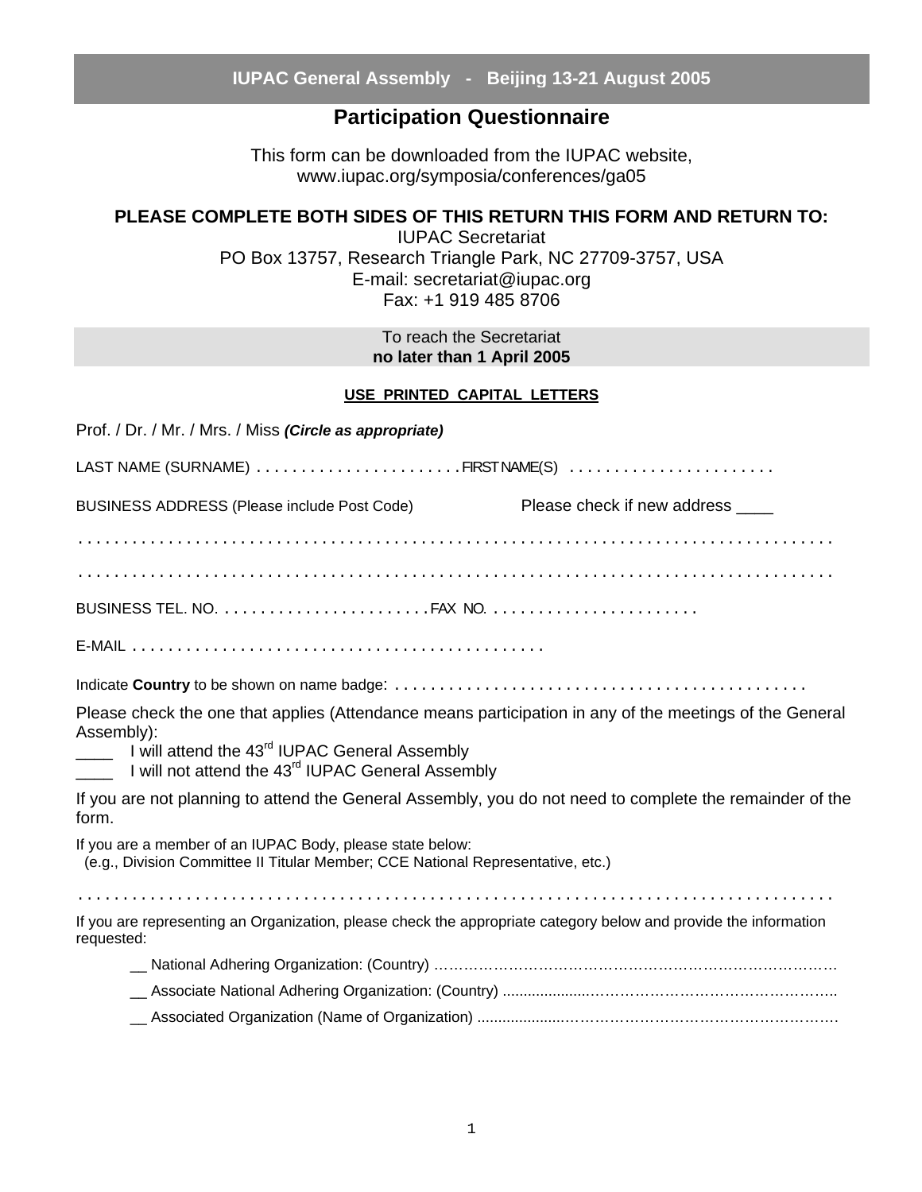# IUPAC General Assembly - Beijing 13-21 August 2005

## Participation Questionnaire

This form can be downloaded from the IUPAC website,
www.iupac.org/symposia/conferences/ga05

**PLEASE COMPLETE BOTH SIDES OF THIS RETURN THIS FORM AND RETURN TO:**

IUPAC Secretariat
PO Box 13757, Research Triangle Park, NC 27709-3757, USA
E-mail: secretariat@iupac.org
Fax: +1 919 485 8706

To reach the Secretariat
**no later than 1 April 2005**

**USE PRINTED CAPITAL LETTERS**

Prof. / Dr. / Mr. / Mrs. / Miss ***(Circle as appropriate)***

LAST NAME (SURNAME) . . . . . . . . . . . . . . . . . . . . . . FIRST NAME(S) . . . . . . . . . . . . . . . . . . . . . .

BUSINESS ADDRESS (Please include Post Code) Please check if new address ____

. . . . . . . . . . . . . . . . . . . . . . . . . . . . . . . . . . . . . . . . . . . . . . . . . . . . . . . . . . . . . . . . . . . . . . . . . . . . . . . .

. . . . . . . . . . . . . . . . . . . . . . . . . . . . . . . . . . . . . . . . . . . . . . . . . . . . . . . . . . . . . . . . . . . . . . . . . . . . . . . .

BUSINESS TEL. NO. . . . . . . . . . . . . . . . . . . . . . . . FAX NO. . . . . . . . . . . . . . . . . . . . . . . .

E-MAIL . . . . . . . . . . . . . . . . . . . . . . . . . . . . . . . . . . . . . . . . . . . . .

Indicate **Country** to be shown on name badge: . . . . . . . . . . . . . . . . . . . . . . . . . . . . . . . . . . . . . . . . . . . . . .

Please check the one that applies (Attendance means participation in any of the meetings of the General Assembly):

____ I will attend the 43rd IUPAC General Assembly
____ I will not attend the 43rd IUPAC General Assembly

If you are not planning to attend the General Assembly, you do not need to complete the remainder of the form.

If you are a member of an IUPAC Body, please state below:
(e.g., Division Committee II Titular Member; CCE National Representative, etc.)

. . . . . . . . . . . . . . . . . . . . . . . . . . . . . . . . . . . . . . . . . . . . . . . . . . . . . . . . . . . . . . . . . . . . . . . . . . . . . . . .

If you are representing an Organization, please check the appropriate category below and provide the information requested:

__ National Adhering Organization: (Country) ……………………………………………………………………

__ Associate National Adhering Organization: (Country) ....................……………………………………………..

__ Associated Organization (Name of Organization) ....................…………………………………………………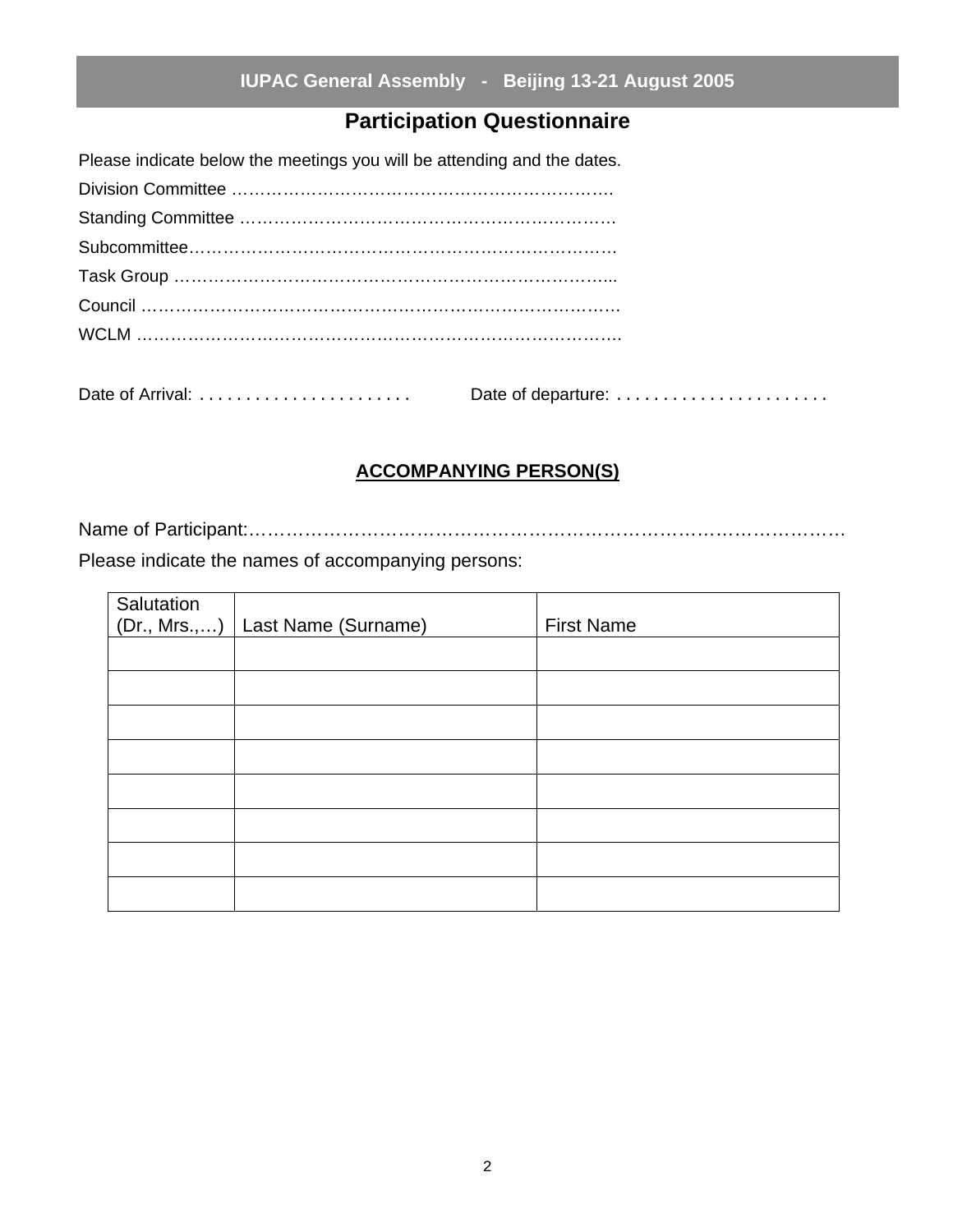## IUPAC General Assembly - Beijing 13-21 August 2005

# Participation Questionnaire

Please indicate below the meetings you will be attending and the dates.

Division Committee ……………………………………………………………

Standing Committee ……………………………………………………….

Subcommittee………………………………………………………………

Task Group ………………………………………………………………...

Council ………………………………………………………………………

WCLM ……………………………………………………………………….

Date of Arrival: . . . . . . . . . . . . . . . . . . . . . . . Date of departure: . . . . . . . . . . . . . . . . . . . . . . .

**ACCOMPANYING PERSON(S)**

Name of Participant:……………………………………………………………………………………

Please indicate the names of accompanying persons:

| Salutation (Dr., Mrs.,…) | Last Name (Surname) | First Name |
|---|---|---|
| | | |
| | | |
| | | |
| | | |
| | | |
| | | |
| | | |
| | | |